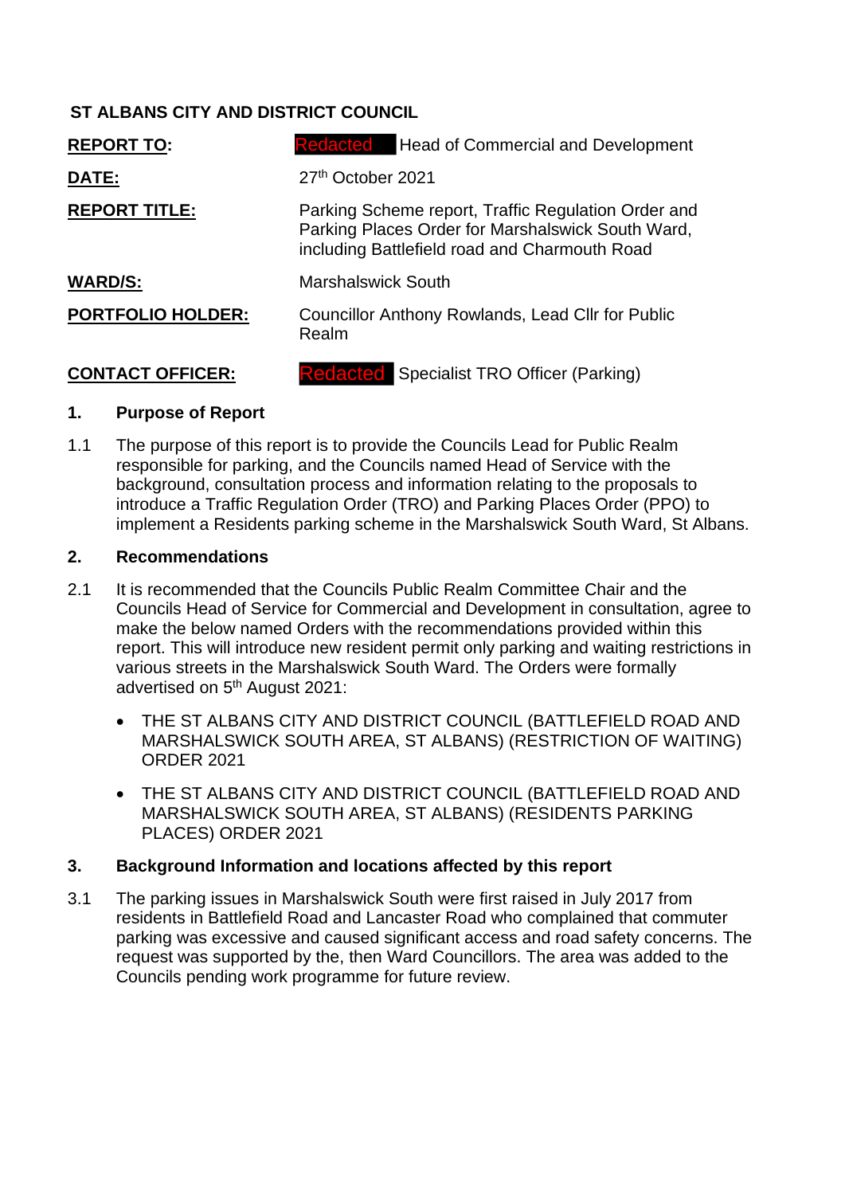**ST ALBANS CITY AND DISTRICT COUNCIL**

| | |
|---|---|
| **REPORT TO:** | Redacted Head of Commercial and Development |
| **DATE:** | 27th October 2021 |
| **REPORT TITLE:** | Parking Scheme report, Traffic Regulation Order and Parking Places Order for Marshalswick South Ward, including Battlefield road and Charmouth Road |
| **WARD/S:** | Marshalswick South |
| **PORTFOLIO HOLDER:** | Councillor Anthony Rowlands, Lead Cllr for Public Realm |
| **CONTACT OFFICER:** | Redacted Specialist TRO Officer (Parking) |

## 1. Purpose of Report

1.1 The purpose of this report is to provide the Councils Lead for Public Realm responsible for parking, and the Councils named Head of Service with the background, consultation process and information relating to the proposals to introduce a Traffic Regulation Order (TRO) and Parking Places Order (PPO) to implement a Residents parking scheme in the Marshalswick South Ward, St Albans.

## 2. Recommendations

2.1 It is recommended that the Councils Public Realm Committee Chair and the Councils Head of Service for Commercial and Development in consultation, agree to make the below named Orders with the recommendations provided within this report. This will introduce new resident permit only parking and waiting restrictions in various streets in the Marshalswick South Ward. The Orders were formally advertised on 5th August 2021:

- THE ST ALBANS CITY AND DISTRICT COUNCIL (BATTLEFIELD ROAD AND MARSHALSWICK SOUTH AREA, ST ALBANS) (RESTRICTION OF WAITING) ORDER 2021
- THE ST ALBANS CITY AND DISTRICT COUNCIL (BATTLEFIELD ROAD AND MARSHALSWICK SOUTH AREA, ST ALBANS) (RESIDENTS PARKING PLACES) ORDER 2021

## 3. Background Information and locations affected by this report

3.1 The parking issues in Marshalswick South were first raised in July 2017 from residents in Battlefield Road and Lancaster Road who complained that commuter parking was excessive and caused significant access and road safety concerns. The request was supported by the, then Ward Councillors. The area was added to the Councils pending work programme for future review.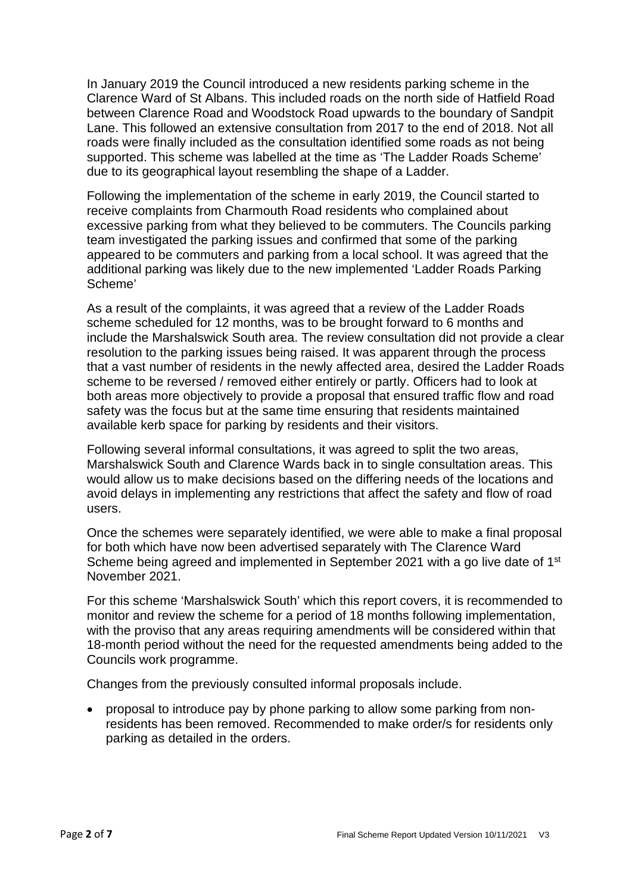In January 2019 the Council introduced a new residents parking scheme in the Clarence Ward of St Albans. This included roads on the north side of Hatfield Road between Clarence Road and Woodstock Road upwards to the boundary of Sandpit Lane. This followed an extensive consultation from 2017 to the end of 2018. Not all roads were finally included as the consultation identified some roads as not being supported. This scheme was labelled at the time as 'The Ladder Roads Scheme' due to its geographical layout resembling the shape of a Ladder.

Following the implementation of the scheme in early 2019, the Council started to receive complaints from Charmouth Road residents who complained about excessive parking from what they believed to be commuters. The Councils parking team investigated the parking issues and confirmed that some of the parking appeared to be commuters and parking from a local school. It was agreed that the additional parking was likely due to the new implemented 'Ladder Roads Parking Scheme'

As a result of the complaints, it was agreed that a review of the Ladder Roads scheme scheduled for 12 months, was to be brought forward to 6 months and include the Marshalswick South area. The review consultation did not provide a clear resolution to the parking issues being raised. It was apparent through the process that a vast number of residents in the newly affected area, desired the Ladder Roads scheme to be reversed / removed either entirely or partly. Officers had to look at both areas more objectively to provide a proposal that ensured traffic flow and road safety was the focus but at the same time ensuring that residents maintained available kerb space for parking by residents and their visitors.

Following several informal consultations, it was agreed to split the two areas, Marshalswick South and Clarence Wards back in to single consultation areas. This would allow us to make decisions based on the differing needs of the locations and avoid delays in implementing any restrictions that affect the safety and flow of road users.

Once the schemes were separately identified, we were able to make a final proposal for both which have now been advertised separately with The Clarence Ward Scheme being agreed and implemented in September 2021 with a go live date of 1st November 2021.

For this scheme 'Marshalswick South' which this report covers, it is recommended to monitor and review the scheme for a period of 18 months following implementation, with the proviso that any areas requiring amendments will be considered within that 18-month period without the need for the requested amendments being added to the Councils work programme.

Changes from the previously consulted informal proposals include.

- proposal to introduce pay by phone parking to allow some parking from non-residents has been removed. Recommended to make order/s for residents only parking as detailed in the orders.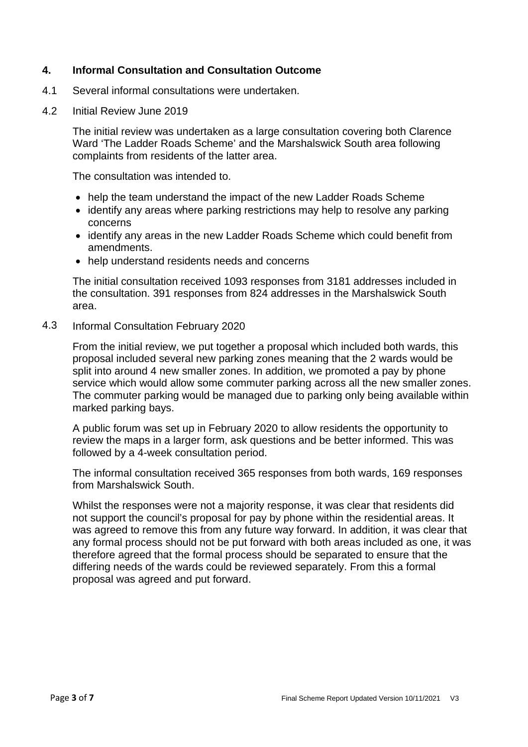## 4. Informal Consultation and Consultation Outcome

4.1 Several informal consultations were undertaken.

4.2 Initial Review June 2019

The initial review was undertaken as a large consultation covering both Clarence Ward 'The Ladder Roads Scheme' and the Marshalswick South area following complaints from residents of the latter area.

The consultation was intended to.

- help the team understand the impact of the new Ladder Roads Scheme
- identify any areas where parking restrictions may help to resolve any parking concerns
- identify any areas in the new Ladder Roads Scheme which could benefit from amendments.
- help understand residents needs and concerns

The initial consultation received 1093 responses from 3181 addresses included in the consultation. 391 responses from 824 addresses in the Marshalswick South area.

4.3 Informal Consultation February 2020

From the initial review, we put together a proposal which included both wards, this proposal included several new parking zones meaning that the 2 wards would be split into around 4 new smaller zones. In addition, we promoted a pay by phone service which would allow some commuter parking across all the new smaller zones. The commuter parking would be managed due to parking only being available within marked parking bays.

A public forum was set up in February 2020 to allow residents the opportunity to review the maps in a larger form, ask questions and be better informed. This was followed by a 4-week consultation period.

The informal consultation received 365 responses from both wards, 169 responses from Marshalswick South.

Whilst the responses were not a majority response, it was clear that residents did not support the council's proposal for pay by phone within the residential areas. It was agreed to remove this from any future way forward. In addition, it was clear that any formal process should not be put forward with both areas included as one, it was therefore agreed that the formal process should be separated to ensure that the differing needs of the wards could be reviewed separately. From this a formal proposal was agreed and put forward.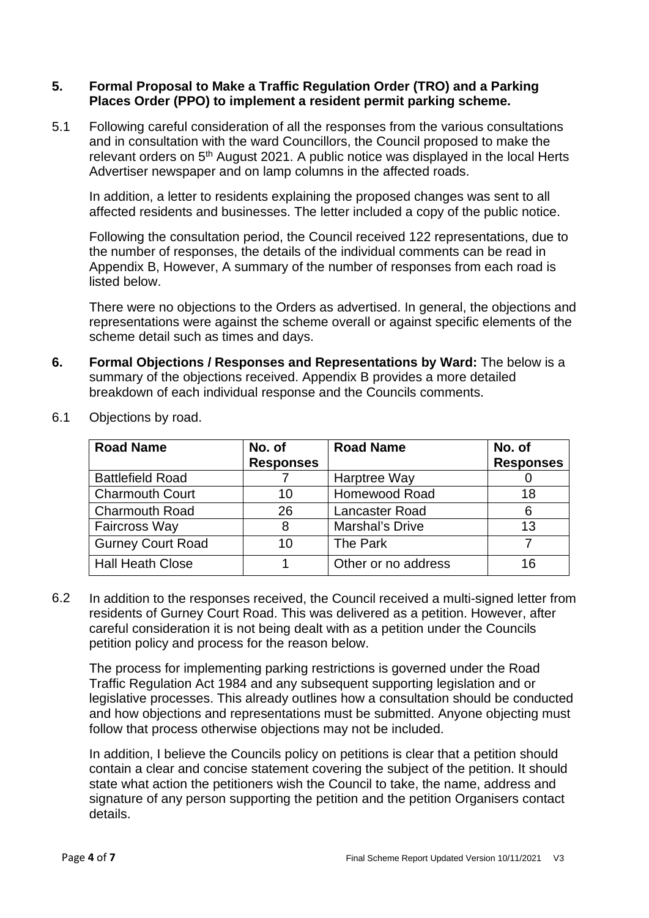**5. Formal Proposal to Make a Traffic Regulation Order (TRO) and a Parking Places Order (PPO) to implement a resident permit parking scheme.**

5.1 Following careful consideration of all the responses from the various consultations and in consultation with the ward Councillors, the Council proposed to make the relevant orders on 5th August 2021. A public notice was displayed in the local Herts Advertiser newspaper and on lamp columns in the affected roads.

In addition, a letter to residents explaining the proposed changes was sent to all affected residents and businesses. The letter included a copy of the public notice.

Following the consultation period, the Council received 122 representations, due to the number of responses, the details of the individual comments can be read in Appendix B, However, A summary of the number of responses from each road is listed below.

There were no objections to the Orders as advertised. In general, the objections and representations were against the scheme overall or against specific elements of the scheme detail such as times and days.

**6. Formal Objections / Responses and Representations by Ward:** The below is a summary of the objections received. Appendix B provides a more detailed breakdown of each individual response and the Councils comments.

6.1 Objections by road.

| Road Name | No. of Responses | Road Name | No. of Responses |
|---|---|---|---|
| Battlefield Road | 7 | Harptree Way | 0 |
| Charmouth Court | 10 | Homewood Road | 18 |
| Charmouth Road | 26 | Lancaster Road | 6 |
| Faircross Way | 8 | Marshal's Drive | 13 |
| Gurney Court Road | 10 | The Park | 7 |
| Hall Heath Close | 1 | Other or no address | 16 |

6.2 In addition to the responses received, the Council received a multi-signed letter from residents of Gurney Court Road. This was delivered as a petition. However, after careful consideration it is not being dealt with as a petition under the Councils petition policy and process for the reason below.

The process for implementing parking restrictions is governed under the Road Traffic Regulation Act 1984 and any subsequent supporting legislation and or legislative processes. This already outlines how a consultation should be conducted and how objections and representations must be submitted. Anyone objecting must follow that process otherwise objections may not be included.

In addition, I believe the Councils policy on petitions is clear that a petition should contain a clear and concise statement covering the subject of the petition. It should state what action the petitioners wish the Council to take, the name, address and signature of any person supporting the petition and the petition Organisers contact details.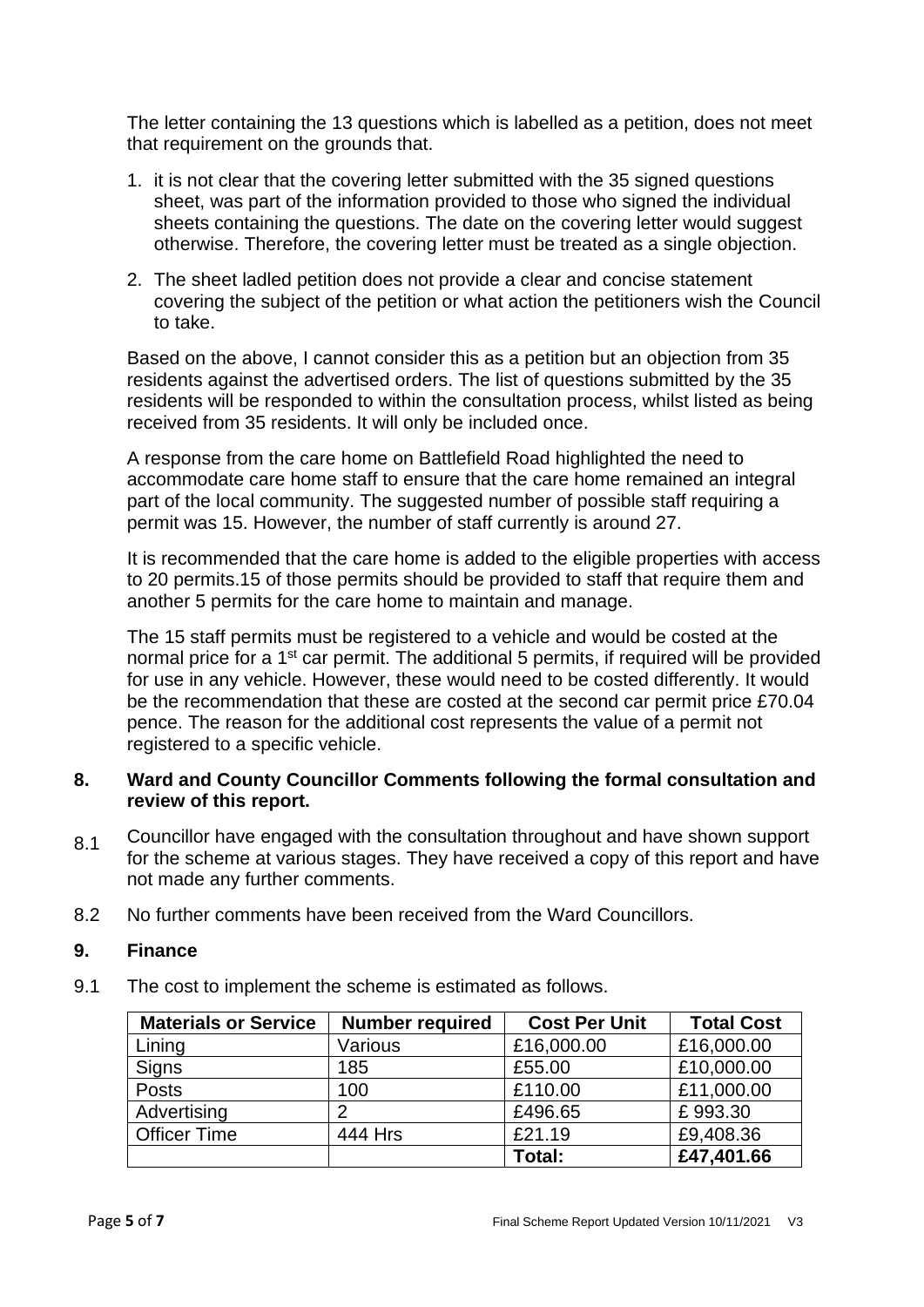The letter containing the 13 questions which is labelled as a petition, does not meet that requirement on the grounds that.

1. it is not clear that the covering letter submitted with the 35 signed questions sheet, was part of the information provided to those who signed the individual sheets containing the questions. The date on the covering letter would suggest otherwise. Therefore, the covering letter must be treated as a single objection.
2. The sheet ladled petition does not provide a clear and concise statement covering the subject of the petition or what action the petitioners wish the Council to take.

Based on the above, I cannot consider this as a petition but an objection from 35 residents against the advertised orders. The list of questions submitted by the 35 residents will be responded to within the consultation process, whilst listed as being received from 35 residents. It will only be included once.

A response from the care home on Battlefield Road highlighted the need to accommodate care home staff to ensure that the care home remained an integral part of the local community. The suggested number of possible staff requiring a permit was 15. However, the number of staff currently is around 27.

It is recommended that the care home is added to the eligible properties with access to 20 permits.15 of those permits should be provided to staff that require them and another 5 permits for the care home to maintain and manage.

The 15 staff permits must be registered to a vehicle and would be costed at the normal price for a 1st car permit. The additional 5 permits, if required will be provided for use in any vehicle. However, these would need to be costed differently. It would be the recommendation that these are costed at the second car permit price £70.04 pence. The reason for the additional cost represents the value of a permit not registered to a specific vehicle.

## 8. Ward and County Councillor Comments following the formal consultation and review of this report.

8.1 Councillor have engaged with the consultation throughout and have shown support for the scheme at various stages. They have received a copy of this report and have not made any further comments.

8.2 No further comments have been received from the Ward Councillors.

## 9. Finance

9.1 The cost to implement the scheme is estimated as follows.

| Materials or Service | Number required | Cost Per Unit | Total Cost |
|---|---|---|---|
| Lining | Various | £16,000.00 | £16,000.00 |
| Signs | 185 | £55.00 | £10,000.00 |
| Posts | 100 | £110.00 | £11,000.00 |
| Advertising | 2 | £496.65 | £ 993.30 |
| Officer Time | 444 Hrs | £21.19 | £9,408.36 |
| | | **Total:** | **£47,401.66** |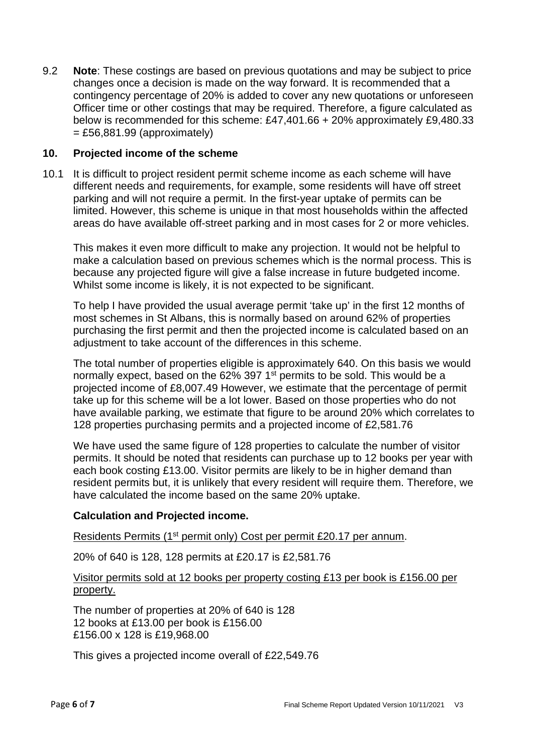9.2 **Note**: These costings are based on previous quotations and may be subject to price changes once a decision is made on the way forward. It is recommended that a contingency percentage of 20% is added to cover any new quotations or unforeseen Officer time or other costings that may be required. Therefore, a figure calculated as below is recommended for this scheme: £47,401.66 + 20% approximately £9,480.33 = £56,881.99 (approximately)

## 10. Projected income of the scheme

10.1 It is difficult to project resident permit scheme income as each scheme will have different needs and requirements, for example, some residents will have off street parking and will not require a permit. In the first-year uptake of permits can be limited. However, this scheme is unique in that most households within the affected areas do have available off-street parking and in most cases for 2 or more vehicles.

This makes it even more difficult to make any projection. It would not be helpful to make a calculation based on previous schemes which is the normal process. This is because any projected figure will give a false increase in future budgeted income. Whilst some income is likely, it is not expected to be significant.

To help I have provided the usual average permit 'take up' in the first 12 months of most schemes in St Albans, this is normally based on around 62% of properties purchasing the first permit and then the projected income is calculated based on an adjustment to take account of the differences in this scheme.

The total number of properties eligible is approximately 640. On this basis we would normally expect, based on the 62% 397 1st permits to be sold. This would be a projected income of £8,007.49 However, we estimate that the percentage of permit take up for this scheme will be a lot lower. Based on those properties who do not have available parking, we estimate that figure to be around 20% which correlates to 128 properties purchasing permits and a projected income of £2,581.76

We have used the same figure of 128 properties to calculate the number of visitor permits. It should be noted that residents can purchase up to 12 books per year with each book costing £13.00. Visitor permits are likely to be in higher demand than resident permits but, it is unlikely that every resident will require them. Therefore, we have calculated the income based on the same 20% uptake.

**Calculation and Projected income.**

Residents Permits (1st permit only) Cost per permit £20.17 per annum.

20% of 640 is 128, 128 permits at £20.17 is £2,581.76

Visitor permits sold at 12 books per property costing £13 per book is £156.00 per property.

The number of properties at 20% of 640 is 128
12 books at £13.00 per book is £156.00
£156.00 x 128 is £19,968.00

This gives a projected income overall of £22,549.76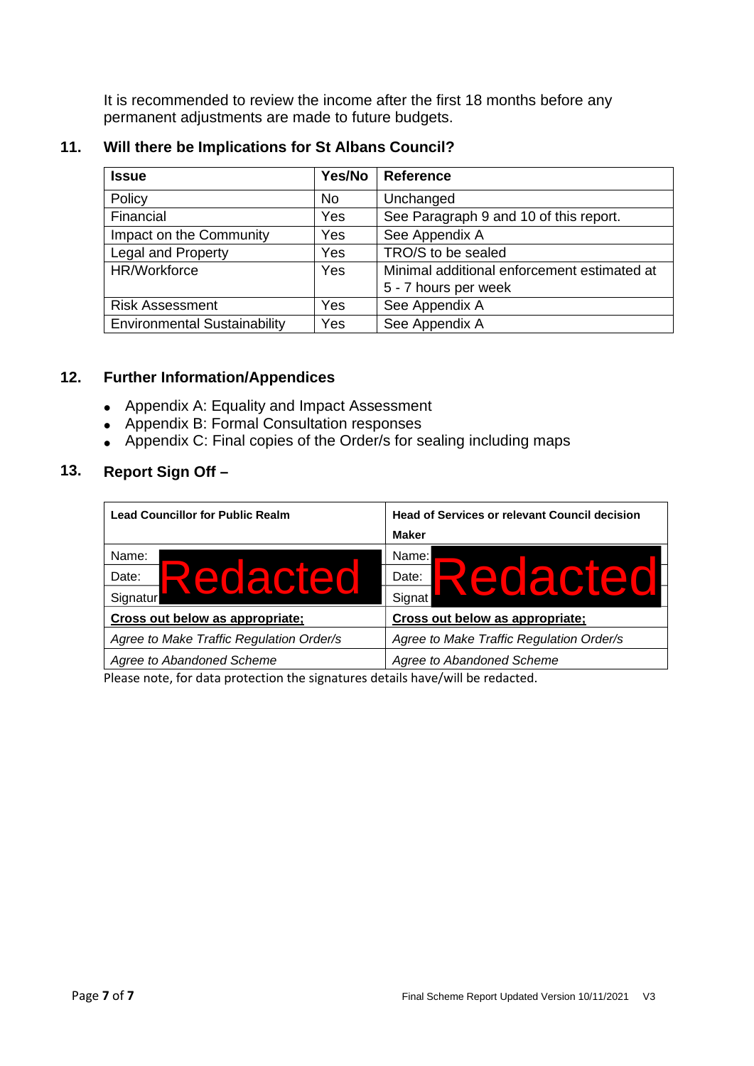It is recommended to review the income after the first 18 months before any permanent adjustments are made to future budgets.

## 11. Will there be Implications for St Albans Council?

| Issue | Yes/No | Reference |
|---|---|---|
| Policy | No | Unchanged |
| Financial | Yes | See Paragraph 9 and 10 of this report. |
| Impact on the Community | Yes | See Appendix A |
| Legal and Property | Yes | TRO/S to be sealed |
| HR/Workforce | Yes | Minimal additional enforcement estimated at 5 - 7 hours per week |
| Risk Assessment | Yes | See Appendix A |
| Environmental Sustainability | Yes | See Appendix A |

## 12. Further Information/Appendices

- Appendix A: Equality and Impact Assessment
- Appendix B: Formal Consultation responses
- Appendix C: Final copies of the Order/s for sealing including maps

## 13. Report Sign Off –

| **Lead Councillor for Public Realm** | **Head of Services or relevant Council decision Maker** |
|---|---|
| Name: Redacted | Name: Redacted |
| Date: Redacted | Date: Redacted |
| Signatur Redacted | Signat Redacted |
| **Cross out below as appropriate;** | **Cross out below as appropriate;** |
| *Agree to Make Traffic Regulation Order/s* | *Agree to Make Traffic Regulation Order/s* |
| *Agree to Abandoned Scheme* | *Agree to Abandoned Scheme* |

Please note, for data protection the signatures details have/will be redacted.